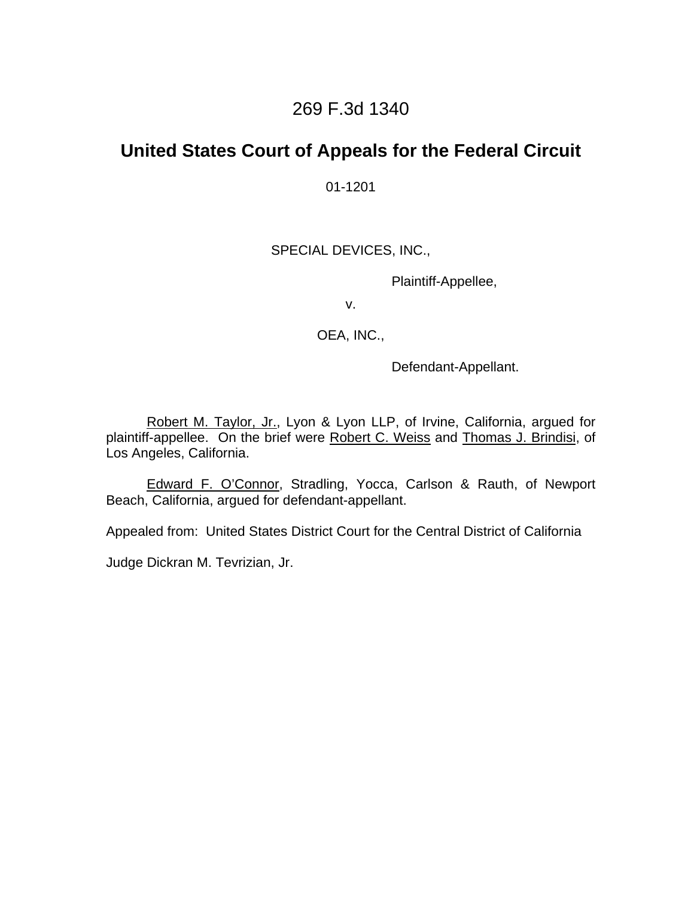# 269 F.3d 1340

## United States Court of Appeals for the Federal Circuit

01-1201

SPECIAL DEVICES, INC.,

Plaintiff-Appellee,

v.

OEA, INC.,

Defendant-Appellant.

Robert M. Taylor, Jr., Lyon & Lyon LLP, of Irvine, California, argued for plaintiff-appellee. On the brief were Robert C. Weiss and Thomas J. Brindisi, of Los Angeles, California.

Edward F. O'Connor, Stradling, Yocca, Carlson & Rauth, of Newport Beach, California, argued for defendant-appellant.

Appealed from: United States District Court for the Central District of California

Judge Dickran M. Tevrizian, Jr.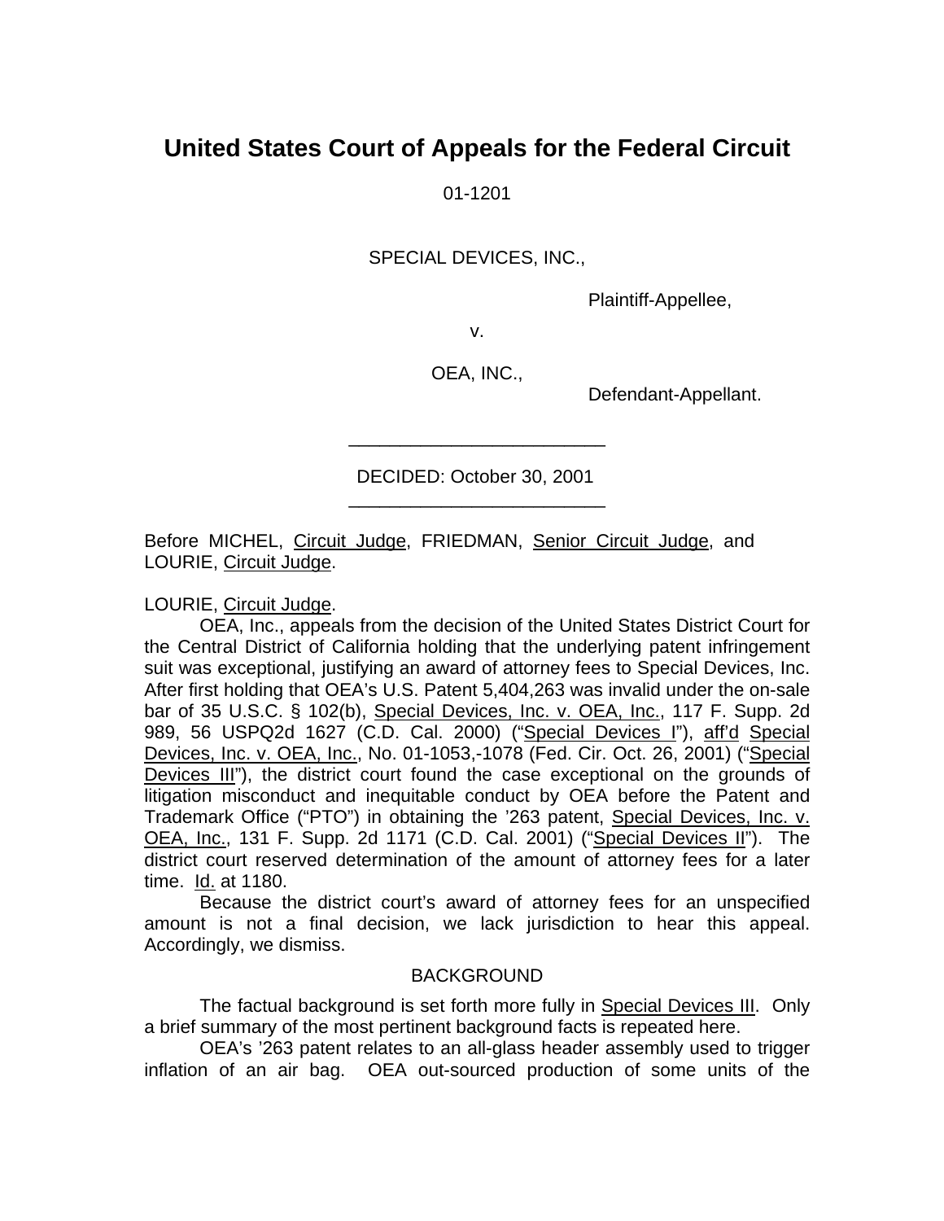# United States Court of Appeals for the Federal Circuit

01-1201

SPECIAL DEVICES, INC.,

Plaintiff-Appellee,

v.

OEA, INC.,

Defendant-Appellant.

---

DECIDED: October 30, 2001

---

Before MICHEL, Circuit Judge, FRIEDMAN, Senior Circuit Judge, and LOURIE, Circuit Judge.

LOURIE, Circuit Judge.

OEA, Inc., appeals from the decision of the United States District Court for the Central District of California holding that the underlying patent infringement suit was exceptional, justifying an award of attorney fees to Special Devices, Inc. After first holding that OEA's U.S. Patent 5,404,263 was invalid under the on-sale bar of 35 U.S.C. § 102(b), Special Devices, Inc. v. OEA, Inc., 117 F. Supp. 2d 989, 56 USPQ2d 1627 (C.D. Cal. 2000) ("Special Devices I"), aff'd Special Devices, Inc. v. OEA, Inc., No. 01-1053,-1078 (Fed. Cir. Oct. 26, 2001) ("Special Devices III"), the district court found the case exceptional on the grounds of litigation misconduct and inequitable conduct by OEA before the Patent and Trademark Office ("PTO") in obtaining the '263 patent, Special Devices, Inc. v. OEA, Inc., 131 F. Supp. 2d 1171 (C.D. Cal. 2001) ("Special Devices II"). The district court reserved determination of the amount of attorney fees for a later time. Id. at 1180.

Because the district court's award of attorney fees for an unspecified amount is not a final decision, we lack jurisdiction to hear this appeal. Accordingly, we dismiss.

## BACKGROUND

The factual background is set forth more fully in Special Devices III. Only a brief summary of the most pertinent background facts is repeated here.

OEA's '263 patent relates to an all-glass header assembly used to trigger inflation of an air bag. OEA out-sourced production of some units of the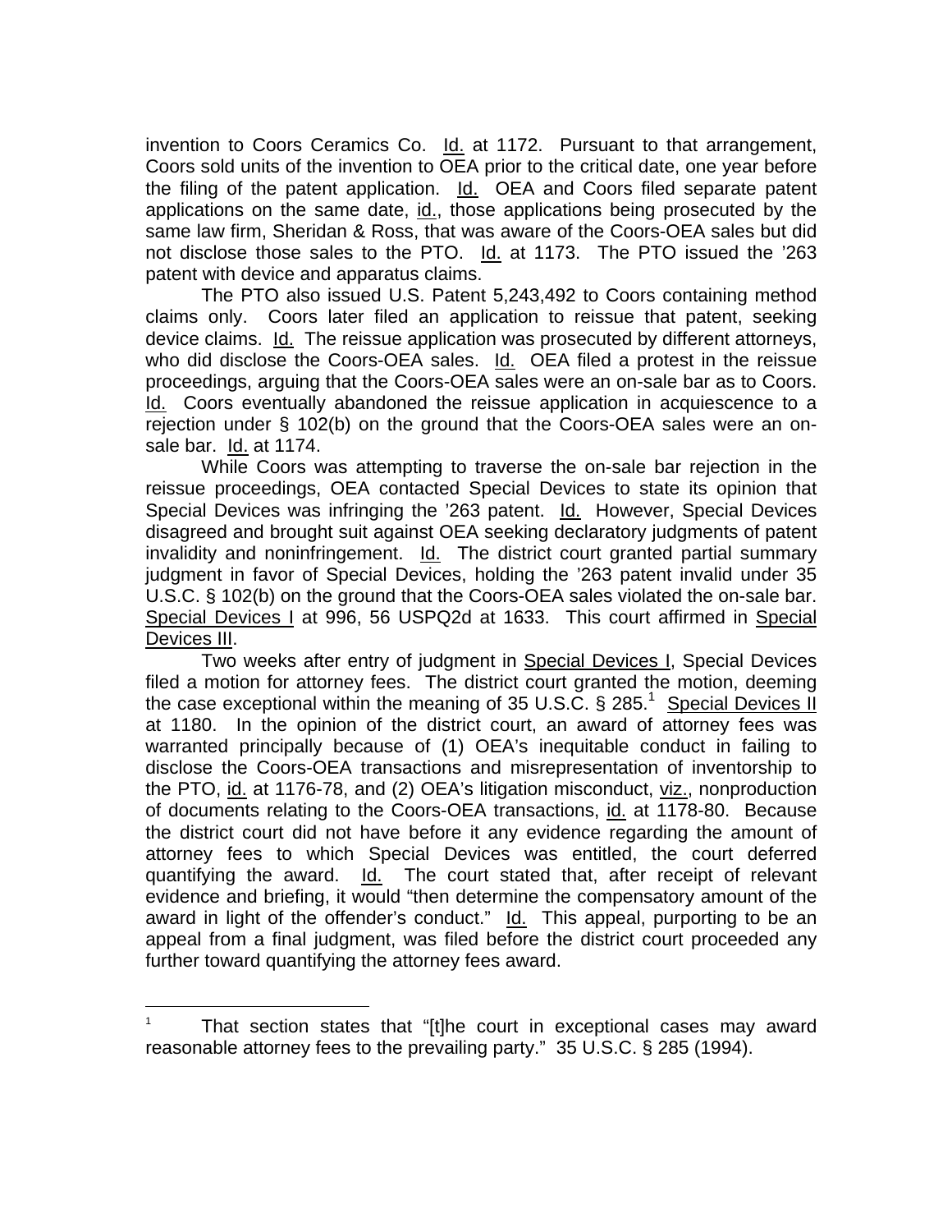invention to Coors Ceramics Co. Id. at 1172. Pursuant to that arrangement, Coors sold units of the invention to OEA prior to the critical date, one year before the filing of the patent application. Id. OEA and Coors filed separate patent applications on the same date, id., those applications being prosecuted by the same law firm, Sheridan & Ross, that was aware of the Coors-OEA sales but did not disclose those sales to the PTO. Id. at 1173. The PTO issued the '263 patent with device and apparatus claims.

The PTO also issued U.S. Patent 5,243,492 to Coors containing method claims only. Coors later filed an application to reissue that patent, seeking device claims. Id. The reissue application was prosecuted by different attorneys, who did disclose the Coors-OEA sales. Id. OEA filed a protest in the reissue proceedings, arguing that the Coors-OEA sales were an on-sale bar as to Coors. Id. Coors eventually abandoned the reissue application in acquiescence to a rejection under § 102(b) on the ground that the Coors-OEA sales were an on-sale bar. Id. at 1174.

While Coors was attempting to traverse the on-sale bar rejection in the reissue proceedings, OEA contacted Special Devices to state its opinion that Special Devices was infringing the '263 patent. Id. However, Special Devices disagreed and brought suit against OEA seeking declaratory judgments of patent invalidity and noninfringement. Id. The district court granted partial summary judgment in favor of Special Devices, holding the '263 patent invalid under 35 U.S.C. § 102(b) on the ground that the Coors-OEA sales violated the on-sale bar. Special Devices I at 996, 56 USPQ2d at 1633. This court affirmed in Special Devices III.

Two weeks after entry of judgment in Special Devices I, Special Devices filed a motion for attorney fees. The district court granted the motion, deeming the case exceptional within the meaning of 35 U.S.C. § 285.[1] Special Devices II at 1180. In the opinion of the district court, an award of attorney fees was warranted principally because of (1) OEA's inequitable conduct in failing to disclose the Coors-OEA transactions and misrepresentation of inventorship to the PTO, id. at 1176-78, and (2) OEA's litigation misconduct, viz., nonproduction of documents relating to the Coors-OEA transactions, id. at 1178-80. Because the district court did not have before it any evidence regarding the amount of attorney fees to which Special Devices was entitled, the court deferred quantifying the award. Id. The court stated that, after receipt of relevant evidence and briefing, it would "then determine the compensatory amount of the award in light of the offender's conduct." Id. This appeal, purporting to be an appeal from a final judgment, was filed before the district court proceeded any further toward quantifying the attorney fees award.

---

[1] That section states that "[t]he court in exceptional cases may award reasonable attorney fees to the prevailing party." 35 U.S.C. § 285 (1994).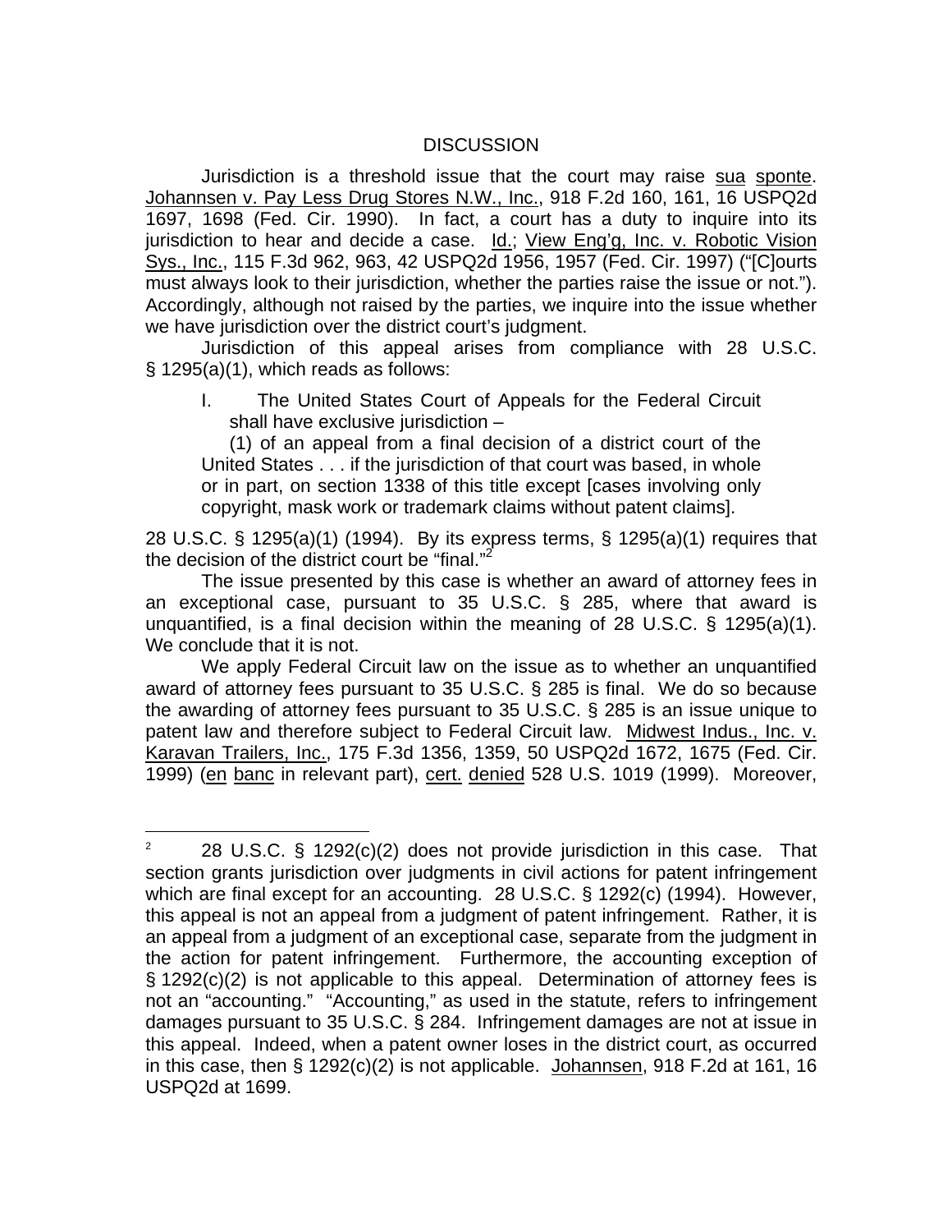## DISCUSSION

Jurisdiction is a threshold issue that the court may raise sua sponte. Johannsen v. Pay Less Drug Stores N.W., Inc., 918 F.2d 160, 161, 16 USPQ2d 1697, 1698 (Fed. Cir. 1990). In fact, a court has a duty to inquire into its jurisdiction to hear and decide a case. Id.; View Eng'g, Inc. v. Robotic Vision Sys., Inc., 115 F.3d 962, 963, 42 USPQ2d 1956, 1957 (Fed. Cir. 1997) ("[C]ourts must always look to their jurisdiction, whether the parties raise the issue or not."). Accordingly, although not raised by the parties, we inquire into the issue whether we have jurisdiction over the district court's judgment.

Jurisdiction of this appeal arises from compliance with 28 U.S.C. § 1295(a)(1), which reads as follows:

> I. The United States Court of Appeals for the Federal Circuit shall have exclusive jurisdiction –
>
> (1) of an appeal from a final decision of a district court of the United States . . . if the jurisdiction of that court was based, in whole or in part, on section 1338 of this title except [cases involving only copyright, mask work or trademark claims without patent claims].

28 U.S.C. § 1295(a)(1) (1994). By its express terms, § 1295(a)(1) requires that the decision of the district court be "final."[2]

The issue presented by this case is whether an award of attorney fees in an exceptional case, pursuant to 35 U.S.C. § 285, where that award is unquantified, is a final decision within the meaning of 28 U.S.C. § 1295(a)(1). We conclude that it is not.

We apply Federal Circuit law on the issue as to whether an unquantified award of attorney fees pursuant to 35 U.S.C. § 285 is final. We do so because the awarding of attorney fees pursuant to 35 U.S.C. § 285 is an issue unique to patent law and therefore subject to Federal Circuit law. Midwest Indus., Inc. v. Karavan Trailers, Inc., 175 F.3d 1356, 1359, 50 USPQ2d 1672, 1675 (Fed. Cir. 1999) (en banc in relevant part), cert. denied 528 U.S. 1019 (1999). Moreover,

---

[2] 28 U.S.C. § 1292(c)(2) does not provide jurisdiction in this case. That section grants jurisdiction over judgments in civil actions for patent infringement which are final except for an accounting. 28 U.S.C. § 1292(c) (1994). However, this appeal is not an appeal from a judgment of patent infringement. Rather, it is an appeal from a judgment of an exceptional case, separate from the judgment in the action for patent infringement. Furthermore, the accounting exception of § 1292(c)(2) is not applicable to this appeal. Determination of attorney fees is not an "accounting." "Accounting," as used in the statute, refers to infringement damages pursuant to 35 U.S.C. § 284. Infringement damages are not at issue in this appeal. Indeed, when a patent owner loses in the district court, as occurred in this case, then § 1292(c)(2) is not applicable. Johannsen, 918 F.2d at 161, 16 USPQ2d at 1699.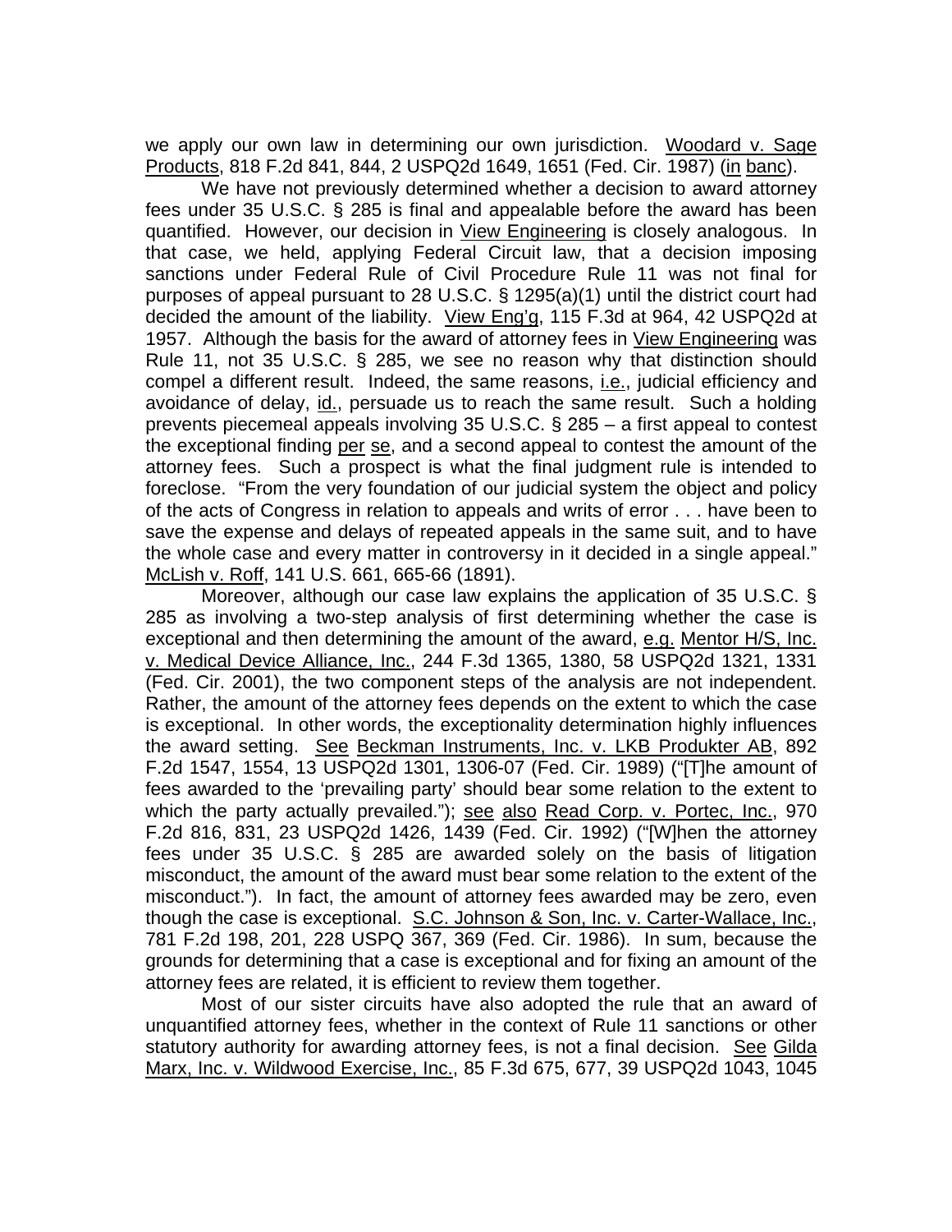we apply our own law in determining our own jurisdiction. Woodard v. Sage Products, 818 F.2d 841, 844, 2 USPQ2d 1649, 1651 (Fed. Cir. 1987) (in banc).

We have not previously determined whether a decision to award attorney fees under 35 U.S.C. § 285 is final and appealable before the award has been quantified. However, our decision in View Engineering is closely analogous. In that case, we held, applying Federal Circuit law, that a decision imposing sanctions under Federal Rule of Civil Procedure Rule 11 was not final for purposes of appeal pursuant to 28 U.S.C. § 1295(a)(1) until the district court had decided the amount of the liability. View Eng'g, 115 F.3d at 964, 42 USPQ2d at 1957. Although the basis for the award of attorney fees in View Engineering was Rule 11, not 35 U.S.C. § 285, we see no reason why that distinction should compel a different result. Indeed, the same reasons, i.e., judicial efficiency and avoidance of delay, id., persuade us to reach the same result. Such a holding prevents piecemeal appeals involving 35 U.S.C. § 285 – a first appeal to contest the exceptional finding per se, and a second appeal to contest the amount of the attorney fees. Such a prospect is what the final judgment rule is intended to foreclose. "From the very foundation of our judicial system the object and policy of the acts of Congress in relation to appeals and writs of error . . . have been to save the expense and delays of repeated appeals in the same suit, and to have the whole case and every matter in controversy in it decided in a single appeal." McLish v. Roff, 141 U.S. 661, 665-66 (1891).

Moreover, although our case law explains the application of 35 U.S.C. § 285 as involving a two-step analysis of first determining whether the case is exceptional and then determining the amount of the award, e.g. Mentor H/S, Inc. v. Medical Device Alliance, Inc., 244 F.3d 1365, 1380, 58 USPQ2d 1321, 1331 (Fed. Cir. 2001), the two component steps of the analysis are not independent. Rather, the amount of the attorney fees depends on the extent to which the case is exceptional. In other words, the exceptionality determination highly influences the award setting. See Beckman Instruments, Inc. v. LKB Produkter AB, 892 F.2d 1547, 1554, 13 USPQ2d 1301, 1306-07 (Fed. Cir. 1989) ("[T]he amount of fees awarded to the 'prevailing party' should bear some relation to the extent to which the party actually prevailed."); see also Read Corp. v. Portec, Inc., 970 F.2d 816, 831, 23 USPQ2d 1426, 1439 (Fed. Cir. 1992) ("[W]hen the attorney fees under 35 U.S.C. § 285 are awarded solely on the basis of litigation misconduct, the amount of the award must bear some relation to the extent of the misconduct."). In fact, the amount of attorney fees awarded may be zero, even though the case is exceptional. S.C. Johnson & Son, Inc. v. Carter-Wallace, Inc., 781 F.2d 198, 201, 228 USPQ 367, 369 (Fed. Cir. 1986). In sum, because the grounds for determining that a case is exceptional and for fixing an amount of the attorney fees are related, it is efficient to review them together.

Most of our sister circuits have also adopted the rule that an award of unquantified attorney fees, whether in the context of Rule 11 sanctions or other statutory authority for awarding attorney fees, is not a final decision. See Gilda Marx, Inc. v. Wildwood Exercise, Inc., 85 F.3d 675, 677, 39 USPQ2d 1043, 1045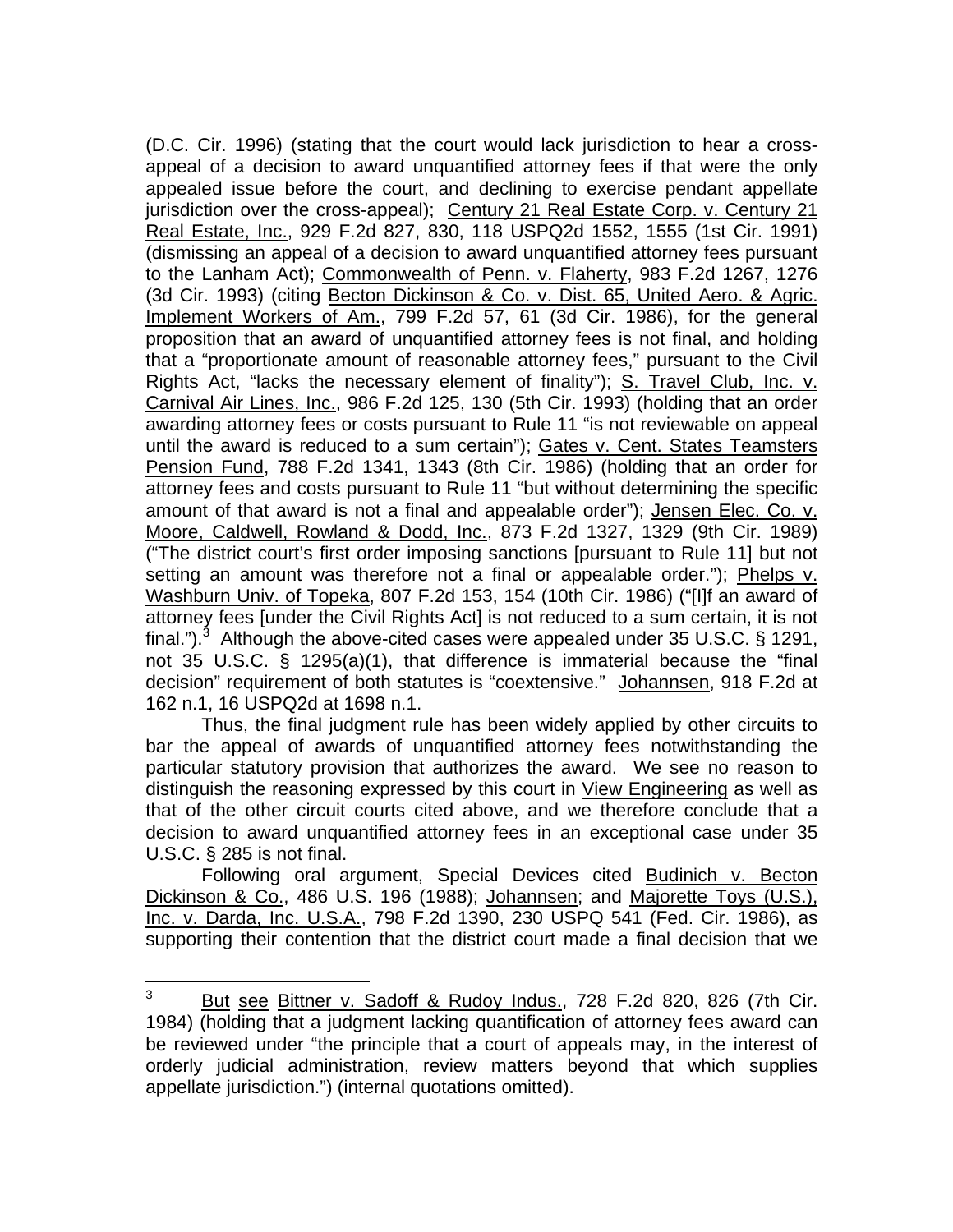(D.C. Cir. 1996) (stating that the court would lack jurisdiction to hear a cross-appeal of a decision to award unquantified attorney fees if that were the only appealed issue before the court, and declining to exercise pendant appellate jurisdiction over the cross-appeal); Century 21 Real Estate Corp. v. Century 21 Real Estate, Inc., 929 F.2d 827, 830, 118 USPQ2d 1552, 1555 (1st Cir. 1991) (dismissing an appeal of a decision to award unquantified attorney fees pursuant to the Lanham Act); Commonwealth of Penn. v. Flaherty, 983 F.2d 1267, 1276 (3d Cir. 1993) (citing Becton Dickinson & Co. v. Dist. 65, United Aero. & Agric. Implement Workers of Am., 799 F.2d 57, 61 (3d Cir. 1986), for the general proposition that an award of unquantified attorney fees is not final, and holding that a "proportionate amount of reasonable attorney fees," pursuant to the Civil Rights Act, "lacks the necessary element of finality"); S. Travel Club, Inc. v. Carnival Air Lines, Inc., 986 F.2d 125, 130 (5th Cir. 1993) (holding that an order awarding attorney fees or costs pursuant to Rule 11 "is not reviewable on appeal until the award is reduced to a sum certain"); Gates v. Cent. States Teamsters Pension Fund, 788 F.2d 1341, 1343 (8th Cir. 1986) (holding that an order for attorney fees and costs pursuant to Rule 11 "but without determining the specific amount of that award is not a final and appealable order"); Jensen Elec. Co. v. Moore, Caldwell, Rowland & Dodd, Inc., 873 F.2d 1327, 1329 (9th Cir. 1989) ("The district court's first order imposing sanctions [pursuant to Rule 11] but not setting an amount was therefore not a final or appealable order."); Phelps v. Washburn Univ. of Topeka, 807 F.2d 153, 154 (10th Cir. 1986) ("[I]f an award of attorney fees [under the Civil Rights Act] is not reduced to a sum certain, it is not final.").[3] Although the above-cited cases were appealed under 35 U.S.C. § 1291, not 35 U.S.C. § 1295(a)(1), that difference is immaterial because the "final decision" requirement of both statutes is "coextensive." Johannsen, 918 F.2d at 162 n.1, 16 USPQ2d at 1698 n.1.

Thus, the final judgment rule has been widely applied by other circuits to bar the appeal of awards of unquantified attorney fees notwithstanding the particular statutory provision that authorizes the award. We see no reason to distinguish the reasoning expressed by this court in View Engineering as well as that of the other circuit courts cited above, and we therefore conclude that a decision to award unquantified attorney fees in an exceptional case under 35 U.S.C. § 285 is not final.

Following oral argument, Special Devices cited Budinich v. Becton Dickinson & Co., 486 U.S. 196 (1988); Johannsen; and Majorette Toys (U.S.), Inc. v. Darda, Inc. U.S.A., 798 F.2d 1390, 230 USPQ 541 (Fed. Cir. 1986), as supporting their contention that the district court made a final decision that we

---

[3] But see Bittner v. Sadoff & Rudoy Indus., 728 F.2d 820, 826 (7th Cir. 1984) (holding that a judgment lacking quantification of attorney fees award can be reviewed under "the principle that a court of appeals may, in the interest of orderly judicial administration, review matters beyond that which supplies appellate jurisdiction.") (internal quotations omitted).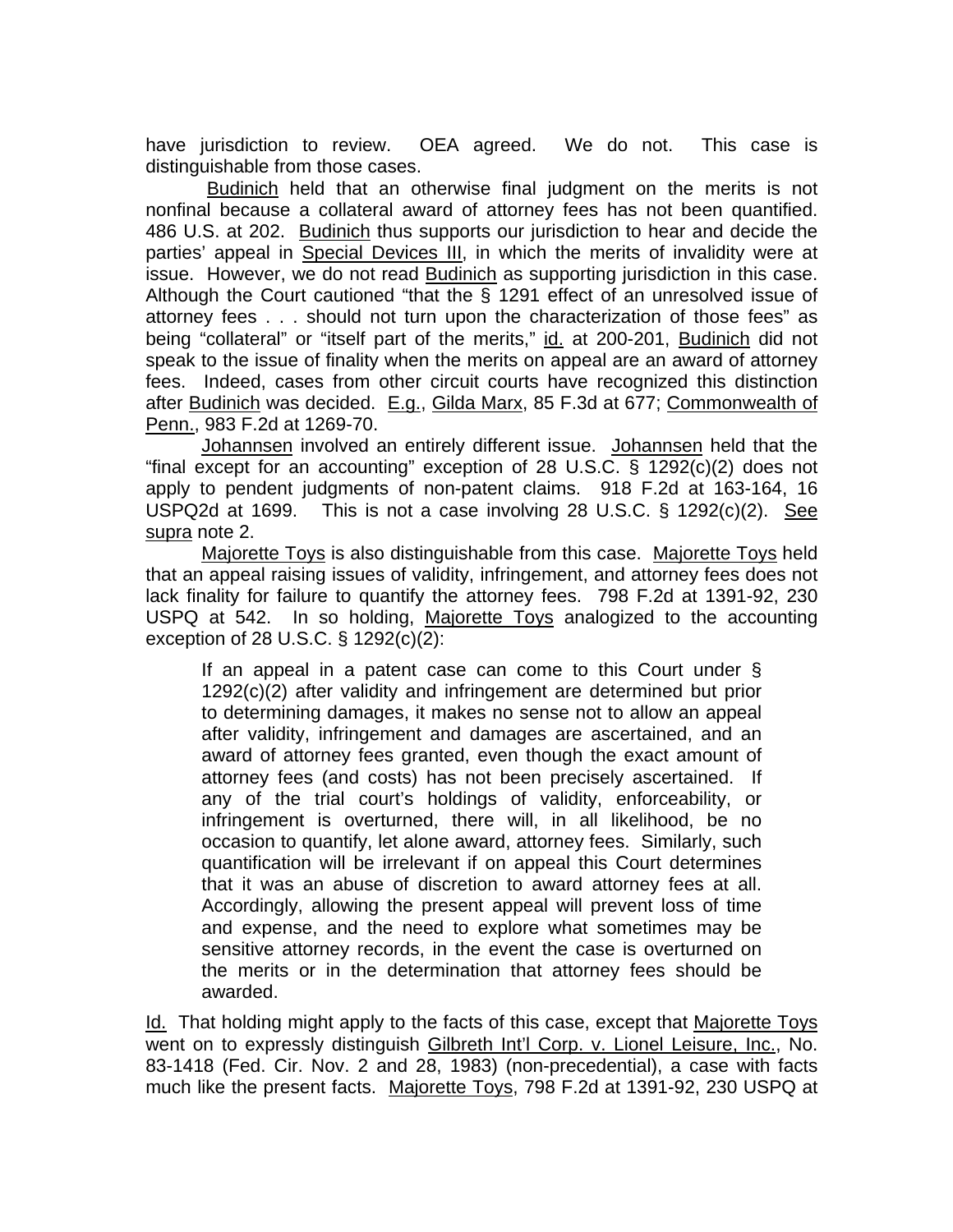have jurisdiction to review. OEA agreed. We do not. This case is distinguishable from those cases.

Budinich held that an otherwise final judgment on the merits is not nonfinal because a collateral award of attorney fees has not been quantified. 486 U.S. at 202. Budinich thus supports our jurisdiction to hear and decide the parties' appeal in Special Devices III, in which the merits of invalidity were at issue. However, we do not read Budinich as supporting jurisdiction in this case. Although the Court cautioned "that the § 1291 effect of an unresolved issue of attorney fees . . . should not turn upon the characterization of those fees" as being "collateral" or "itself part of the merits," id. at 200-201, Budinich did not speak to the issue of finality when the merits on appeal are an award of attorney fees. Indeed, cases from other circuit courts have recognized this distinction after Budinich was decided. E.g., Gilda Marx, 85 F.3d at 677; Commonwealth of Penn., 983 F.2d at 1269-70.

Johannsen involved an entirely different issue. Johannsen held that the "final except for an accounting" exception of 28 U.S.C. § 1292(c)(2) does not apply to pendent judgments of non-patent claims. 918 F.2d at 163-164, 16 USPQ2d at 1699. This is not a case involving 28 U.S.C. § 1292(c)(2). See supra note 2.

Majorette Toys is also distinguishable from this case. Majorette Toys held that an appeal raising issues of validity, infringement, and attorney fees does not lack finality for failure to quantify the attorney fees. 798 F.2d at 1391-92, 230 USPQ at 542. In so holding, Majorette Toys analogized to the accounting exception of 28 U.S.C. § 1292(c)(2):

> If an appeal in a patent case can come to this Court under § 1292(c)(2) after validity and infringement are determined but prior to determining damages, it makes no sense not to allow an appeal after validity, infringement and damages are ascertained, and an award of attorney fees granted, even though the exact amount of attorney fees (and costs) has not been precisely ascertained. If any of the trial court's holdings of validity, enforceability, or infringement is overturned, there will, in all likelihood, be no occasion to quantify, let alone award, attorney fees. Similarly, such quantification will be irrelevant if on appeal this Court determines that it was an abuse of discretion to award attorney fees at all. Accordingly, allowing the present appeal will prevent loss of time and expense, and the need to explore what sometimes may be sensitive attorney records, in the event the case is overturned on the merits or in the determination that attorney fees should be awarded.

Id. That holding might apply to the facts of this case, except that Majorette Toys went on to expressly distinguish Gilbreth Int'l Corp. v. Lionel Leisure, Inc., No. 83-1418 (Fed. Cir. Nov. 2 and 28, 1983) (non-precedential), a case with facts much like the present facts. Majorette Toys, 798 F.2d at 1391-92, 230 USPQ at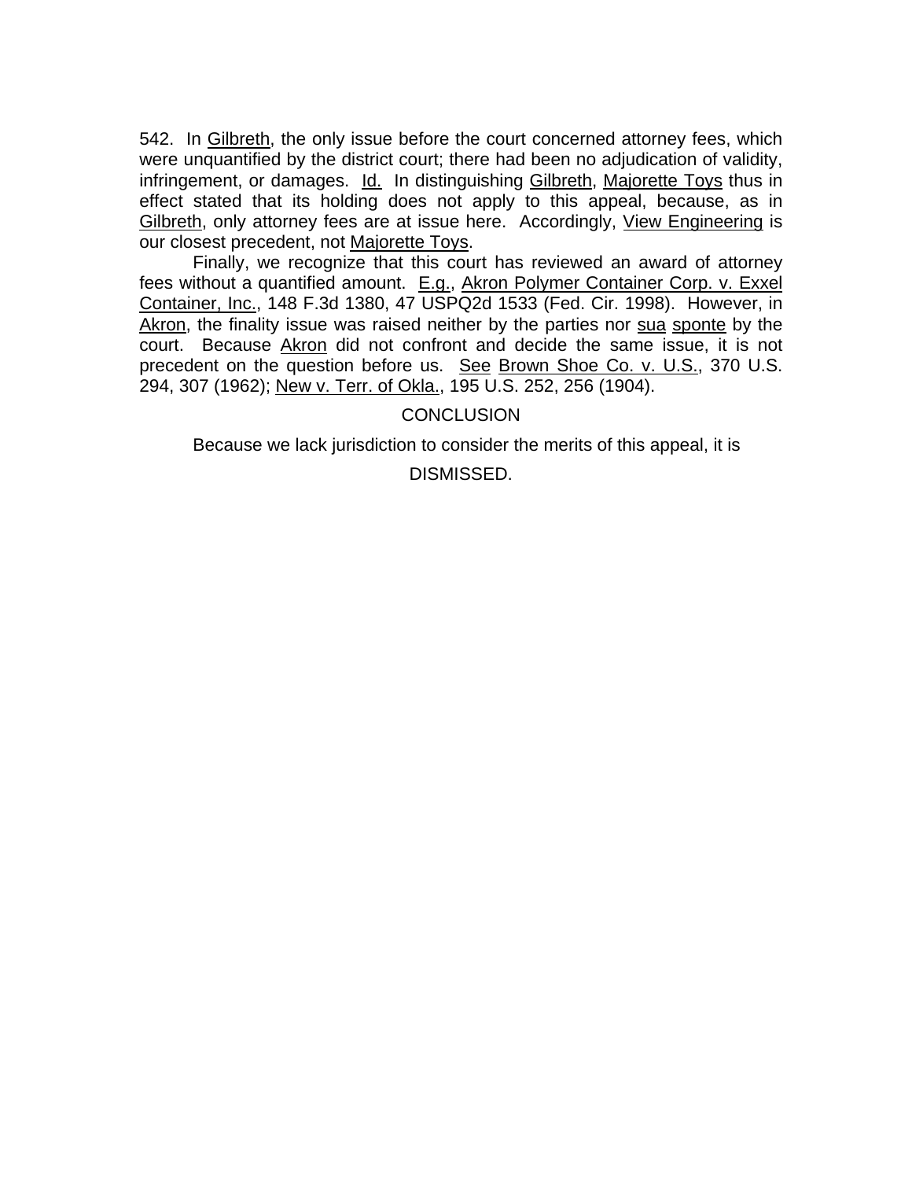542. In Gilbreth, the only issue before the court concerned attorney fees, which were unquantified by the district court; there had been no adjudication of validity, infringement, or damages. Id. In distinguishing Gilbreth, Majorette Toys thus in effect stated that its holding does not apply to this appeal, because, as in Gilbreth, only attorney fees are at issue here. Accordingly, View Engineering is our closest precedent, not Majorette Toys.

Finally, we recognize that this court has reviewed an award of attorney fees without a quantified amount. E.g., Akron Polymer Container Corp. v. Exxel Container, Inc., 148 F.3d 1380, 47 USPQ2d 1533 (Fed. Cir. 1998). However, in Akron, the finality issue was raised neither by the parties nor sua sponte by the court. Because Akron did not confront and decide the same issue, it is not precedent on the question before us. See Brown Shoe Co. v. U.S., 370 U.S. 294, 307 (1962); New v. Terr. of Okla., 195 U.S. 252, 256 (1904).

CONCLUSION

Because we lack jurisdiction to consider the merits of this appeal, it is

DISMISSED.